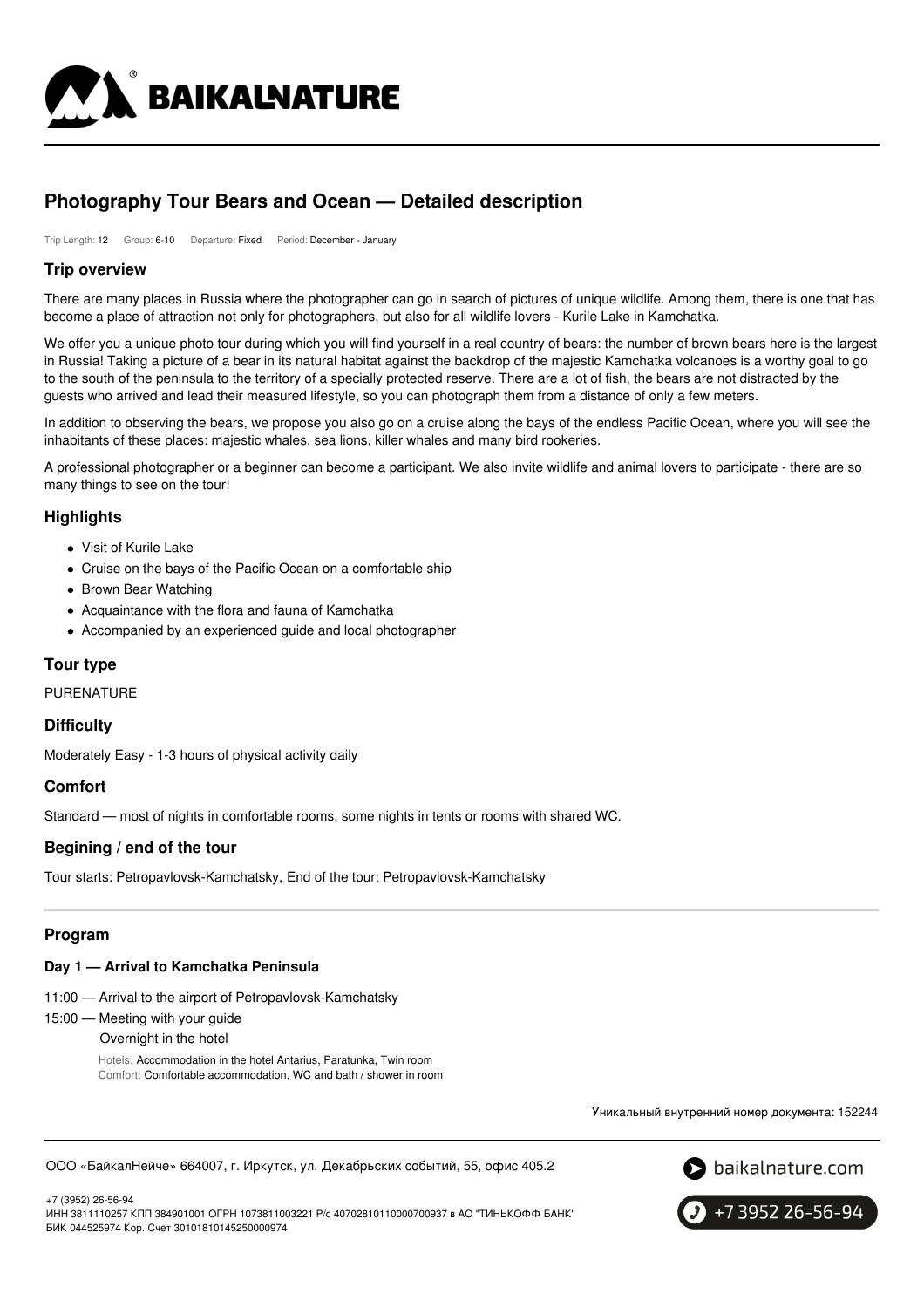# Photography Tour Bears and Ocean — Detailed description

Trip Length: 12 Group: 6-10 Departure: Fixed Period: December - January

## Trip overview

There are many places in Russia where the photographer can go in search of pictures of unique wildlife. Among them, there is one that has become a place of attraction not only for photographers, but also for all wildlife lovers - Kurile Lake in Kamchatka.

We offer you a unique photo tour during which you will find yourself in a real country of bears: the number of brown bears here is the largest in Russia! Taking a picture of a bear in its natural habitat against the backdrop of the majestic Kamchatka volcanoes is a worthy goal to go to the south of the peninsula to the territory of a specially protected reserve. There are a lot of fish, the bears are not distracted by the guests who arrived and lead their measured lifestyle, so you can photograph them from a distance of only a few meters.

In addition to observing the bears, we propose you also go on a cruise along the bays of the endless Pacific Ocean, where you will see the inhabitants of these places: majestic whales, sea lions, killer whales and many bird rookeries.

A professional photographer or a beginner can become a participant. We also invite wildlife and animal lovers to participate - there are so many things to see on the tour!

## Highlights

- Visit of Kurile Lake
- Cruise on the bays of the Pacific Ocean on a comfortable ship
- Brown Bear Watching
- Acquaintance with the flora and fauna of Kamchatka
- Accompanied by an experienced guide and local photographer

## Tour type

PURENATURE

## Difficulty

Moderately Easy - 1-3 hours of physical activity daily

## Comfort

Standard — most of nights in comfortable rooms, some nights in tents or rooms with shared WC.

## Begining / end of the tour

Tour starts: Petropavlovsk-Kamchatsky, End of the tour: Petropavlovsk-Kamchatsky

## Program

### Day 1 — Arrival to Kamchatka Peninsula

11:00 — Arrival to the airport of Petropavlovsk-Kamchatsky

15:00 — Meeting with your guide

Overnight in the hotel

Hotels: Accommodation in the hotel Antarius, Paratunka, Twin room

Comfort: Comfortable accommodation, WC and bath / shower in room

Уникальный внутренний номер документа: 152244

ООО «БайкалНейче» 664007, г. Иркутск, ул. Декабрьских событий, 55, офис 405.2

+7 (3952) 26-56-94

ИНН 3811110257 КПП 384901001 ОГРН 1073811003221 Р/с 40702810110000700937 в АО "ТИНЬКОФФ БАНК" БИК 044525974 Кор. Счет 30101810145250000974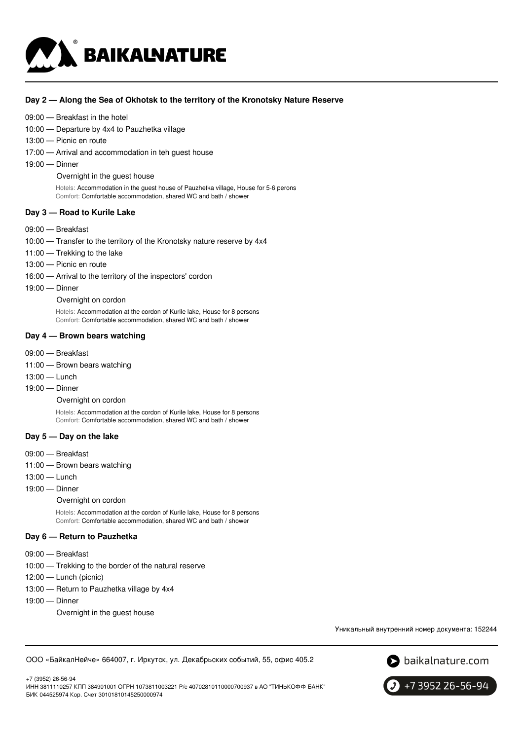### Day 2 — Along the Sea of Okhotsk to the territory of the Kronotsky Nature Reserve

- 09:00 — Breakfast in the hotel
- 10:00 — Departure by 4x4 to Pauzhetka village
- 13:00 — Picnic en route
- 17:00 — Arrival and accommodation in teh guest house
- 19:00 — Dinner

  Overnight in the guest house

  Hotels: Accommodation in the guest house of Pauzhetka village, House for 5-6 perons
  Comfort: Comfortable accommodation, shared WC and bath / shower

### Day 3 — Road to Kurile Lake

- 09:00 — Breakfast
- 10:00 — Transfer to the territory of the Kronotsky nature reserve by 4x4
- 11:00 — Trekking to the lake
- 13:00 — Picnic en route
- 16:00 — Arrival to the territory of the inspectors' cordon
- 19:00 — Dinner

  Overnight on cordon

  Hotels: Accommodation at the cordon of Kurile lake, House for 8 persons
  Comfort: Comfortable accommodation, shared WC and bath / shower

### Day 4 — Brown bears watching

- 09:00 — Breakfast
- 11:00 — Brown bears watching
- 13:00 — Lunch
- 19:00 — Dinner

  Overnight on cordon

  Hotels: Accommodation at the cordon of Kurile lake, House for 8 persons
  Comfort: Comfortable accommodation, shared WC and bath / shower

### Day 5 — Day on the lake

- 09:00 — Breakfast
- 11:00 — Brown bears watching
- 13:00 — Lunch
- 19:00 — Dinner

  Overnight on cordon

  Hotels: Accommodation at the cordon of Kurile lake, House for 8 persons
  Comfort: Comfortable accommodation, shared WC and bath / shower

### Day 6 — Return to Pauzhetka

- 09:00 — Breakfast
- 10:00 — Trekking to the border of the natural reserve
- 12:00 — Lunch (picnic)
- 13:00 — Return to Pauzhetka village by 4x4
- 19:00 — Dinner

  Overnight in the guest house

Уникальный внутренний номер документа: 152244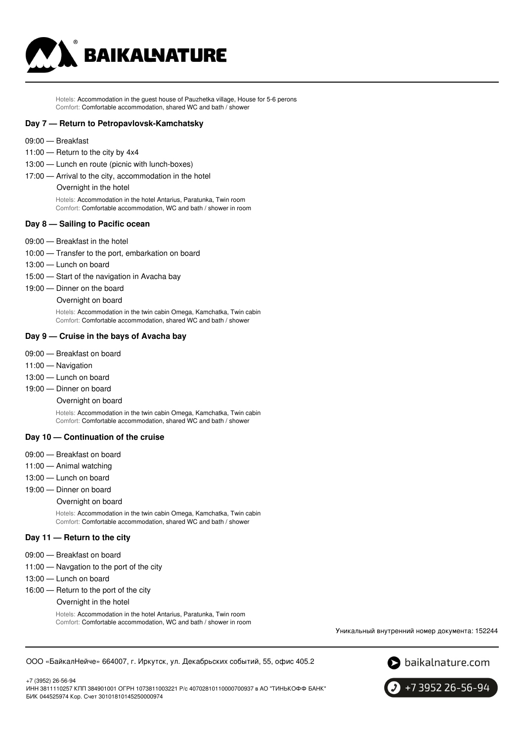Hotels: Accommodation in the guest house of Pauzhetka village, House for 5-6 perons
Comfort: Comfortable accommodation, shared WC and bath / shower

### Day 7 — Return to Petropavlovsk-Kamchatsky

- 09:00 — Breakfast
- 11:00 — Return to the city by 4x4
- 13:00 — Lunch en route (picnic with lunch-boxes)
- 17:00 — Arrival to the city, accommodation in the hotel

  Overnight in the hotel

  Hotels: Accommodation in the hotel Antarius, Paratunka, Twin room
  Comfort: Comfortable accommodation, WC and bath / shower in room

### Day 8 — Sailing to Pacific ocean

- 09:00 — Breakfast in the hotel
- 10:00 — Transfer to the port, embarkation on board
- 13:00 — Lunch on board
- 15:00 — Start of the navigation in Avacha bay
- 19:00 — Dinner on the board

  Overnight on board

  Hotels: Accommodation in the twin cabin Omega, Kamchatka, Twin cabin
  Comfort: Comfortable accommodation, shared WC and bath / shower

### Day 9 — Cruise in the bays of Avacha bay

- 09:00 — Breakfast on board
- 11:00 — Navigation
- 13:00 — Lunch on board
- 19:00 — Dinner on board

  Overnight on board

  Hotels: Accommodation in the twin cabin Omega, Kamchatka, Twin cabin
  Comfort: Comfortable accommodation, shared WC and bath / shower

### Day 10 — Continuation of the cruise

- 09:00 — Breakfast on board
- 11:00 — Animal watching
- 13:00 — Lunch on board
- 19:00 — Dinner on board

  Overnight on board

  Hotels: Accommodation in the twin cabin Omega, Kamchatka, Twin cabin
  Comfort: Comfortable accommodation, shared WC and bath / shower

### Day 11 — Return to the city

- 09:00 — Breakfast on board
- 11:00 — Navgation to the port of the city
- 13:00 — Lunch on board
- 16:00 — Return to the port of the city

  Overnight in the hotel

  Hotels: Accommodation in the hotel Antarius, Paratunka, Twin room
  Comfort: Comfortable accommodation, WC and bath / shower in room

Уникальный внутренний номер документа: 152244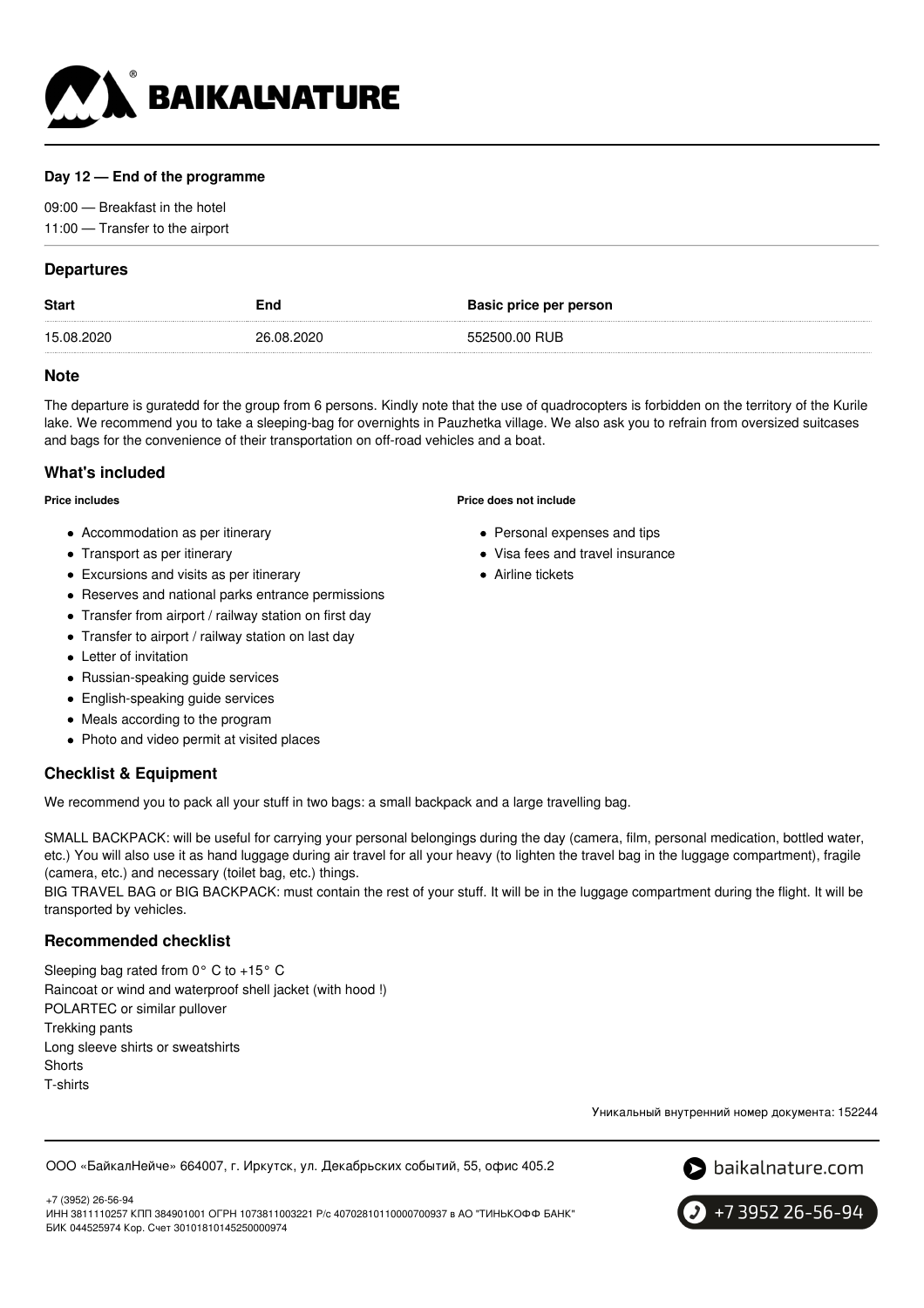**Day 12 — End of the programme**

09:00 — Breakfast in the hotel
11:00 — Transfer to the airport

## Departures

| Start | End | Basic price per person |
| --- | --- | --- |
| 15.08.2020 | 26.08.2020 | 552500.00 RUB |

## Note

The departure is guratedd for the group from 6 persons. Kindly note that the use of quadrocopters is forbidden on the territory of the Kurile lake. We recommend you to take a sleeping-bag for overnights in Pauzhetka village. We also ask you to refrain from oversized suitcases and bags for the convenience of their transportation on off-road vehicles and a boat.

## What's included

**Price includes**

- Accommodation as per itinerary
- Transport as per itinerary
- Excursions and visits as per itinerary
- Reserves and national parks entrance permissions
- Transfer from airport / railway station on first day
- Transfer to airport / railway station on last day
- Letter of invitation
- Russian-speaking guide services
- English-speaking guide services
- Meals according to the program
- Photo and video permit at visited places

**Price does not include**

- Personal expenses and tips
- Visa fees and travel insurance
- Airline tickets

## Checklist & Equipment

We recommend you to pack all your stuff in two bags: a small backpack and a large travelling bag.

SMALL BACKPACK: will be useful for carrying your personal belongings during the day (camera, film, personal medication, bottled water, etc.) You will also use it as hand luggage during air travel for all your heavy (to lighten the travel bag in the luggage compartment), fragile (camera, etc.) and necessary (toilet bag, etc.) things.
BIG TRAVEL BAG or BIG BACKPACK: must contain the rest of your stuff. It will be in the luggage compartment during the flight. It will be transported by vehicles.

## Recommended checklist

Sleeping bag rated from 0° C to +15° C
Raincoat or wind and waterproof shell jacket (with hood !)
POLARTEC or similar pullover
Trekking pants
Long sleeve shirts or sweatshirts
Shorts
T-shirts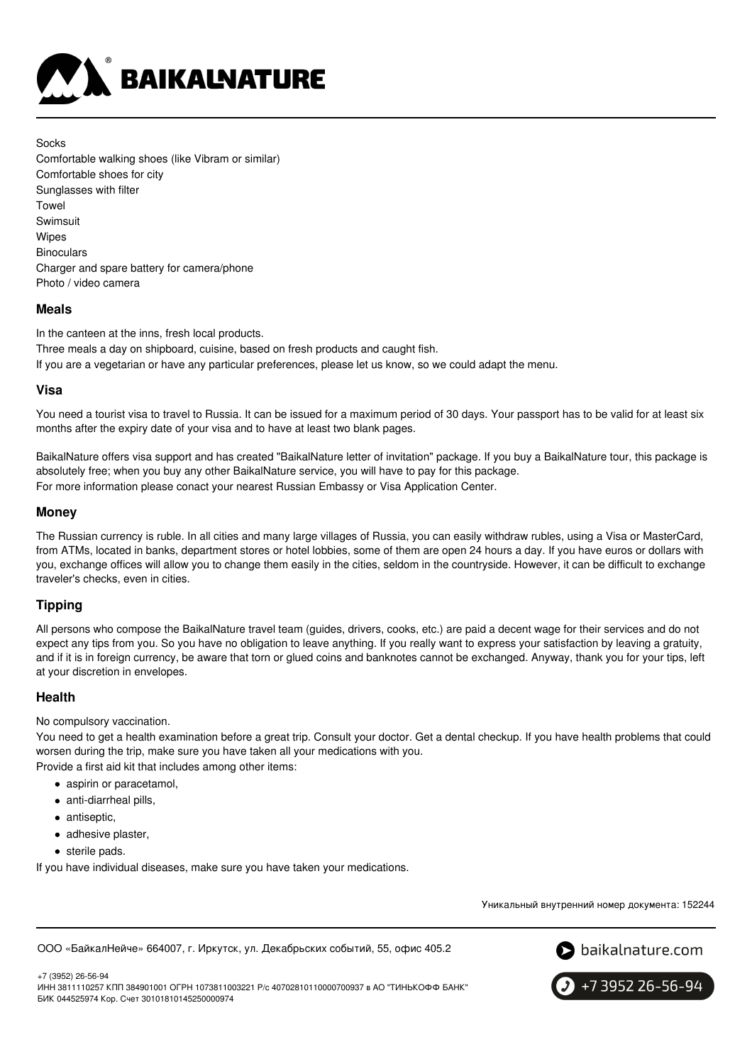Socks
Comfortable walking shoes (like Vibram or similar)
Comfortable shoes for city
Sunglasses with filter
Towel
Swimsuit
Wipes
Binoculars
Charger and spare battery for camera/phone
Photo / video camera

### Meals

In the canteen at the inns, fresh local products.
Three meals a day on shipboard, cuisine, based on fresh products and caught fish.
If you are a vegetarian or have any particular preferences, please let us know, so we could adapt the menu.

### Visa

You need a tourist visa to travel to Russia. It can be issued for a maximum period of 30 days. Your passport has to be valid for at least six months after the expiry date of your visa and to have at least two blank pages.

BaikalNature offers visa support and has created "BaikalNature letter of invitation" package. If you buy a BaikalNature tour, this package is absolutely free; when you buy any other BaikalNature service, you will have to pay for this package.
For more information please conact your nearest Russian Embassy or Visa Application Center.

### Money

The Russian currency is ruble. In all cities and many large villages of Russia, you can easily withdraw rubles, using a Visa or MasterCard, from ATMs, located in banks, department stores or hotel lobbies, some of them are open 24 hours a day. If you have euros or dollars with you, exchange offices will allow you to change them easily in the cities, seldom in the countryside. However, it can be difficult to exchange traveler's checks, even in cities.

### Tipping

All persons who compose the BaikalNature travel team (guides, drivers, cooks, etc.) are paid a decent wage for their services and do not expect any tips from you. So you have no obligation to leave anything. If you really want to express your satisfaction by leaving a gratuity, and if it is in foreign currency, be aware that torn or glued coins and banknotes cannot be exchanged. Anyway, thank you for your tips, left at your discretion in envelopes.

### Health

No compulsory vaccination.
You need to get a health examination before a great trip. Consult your doctor. Get a dental checkup. If you have health problems that could worsen during the trip, make sure you have taken all your medications with you.
Provide a first aid kit that includes among other items:

- aspirin or paracetamol,
- anti-diarrheal pills,
- antiseptic,
- adhesive plaster,
- sterile pads.

If you have individual diseases, make sure you have taken your medications.

Уникальный внутренний номер документа: 152244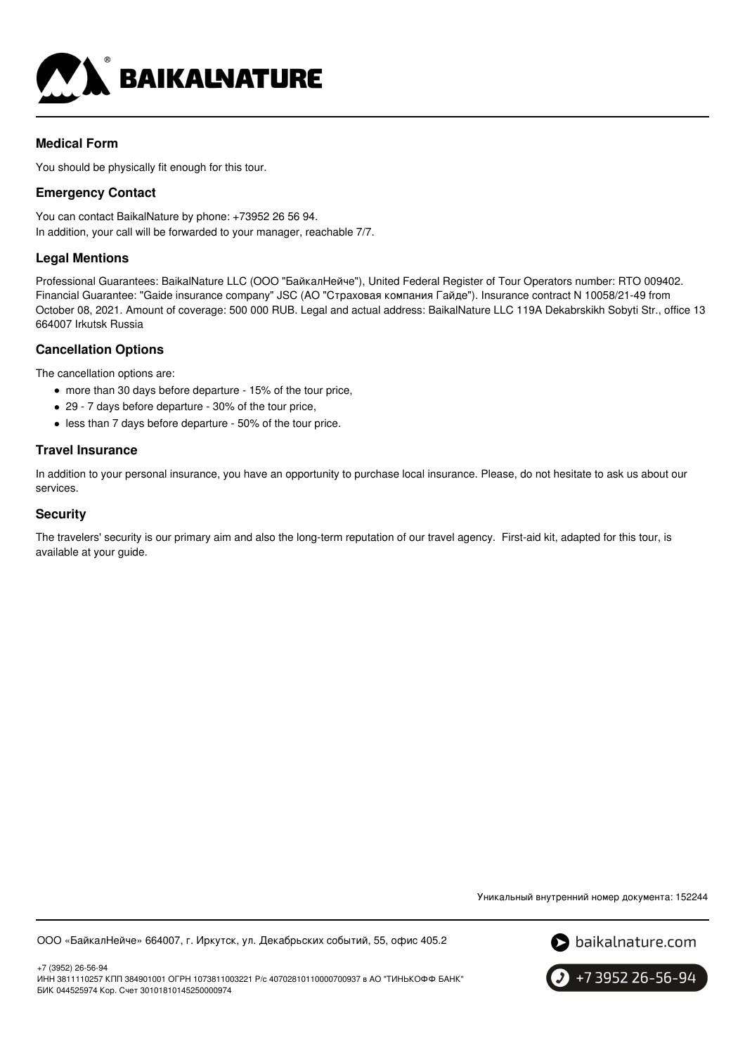### Medical Form

You should be physically fit enough for this tour.

### Emergency Contact

You can contact BaikalNature by phone: +73952 26 56 94.
In addition, your call will be forwarded to your manager, reachable 7/7.

### Legal Mentions

Professional Guarantees: BaikalNature LLC (ООО "БайкалНейче"), United Federal Register of Tour Operators number: RTO 009402. Financial Guarantee: "Gaide insurance company" JSC (АО "Страховая компания Гайде"). Insurance contract N 10058/21-49 from October 08, 2021. Amount of coverage: 500 000 RUB. Legal and actual address: BaikalNature LLC 119A Dekabrskikh Sobyti Str., office 13 664007 Irkutsk Russia

### Cancellation Options

The cancellation options are:

- more than 30 days before departure - 15% of the tour price,
- 29 - 7 days before departure - 30% of the tour price,
- less than 7 days before departure - 50% of the tour price.

### Travel Insurance

In addition to your personal insurance, you have an opportunity to purchase local insurance. Please, do not hesitate to ask us about our services.

### Security

The travelers' security is our primary aim and also the long-term reputation of our travel agency. First-aid kit, adapted for this tour, is available at your guide.

Уникальный внутренний номер документа: 152244